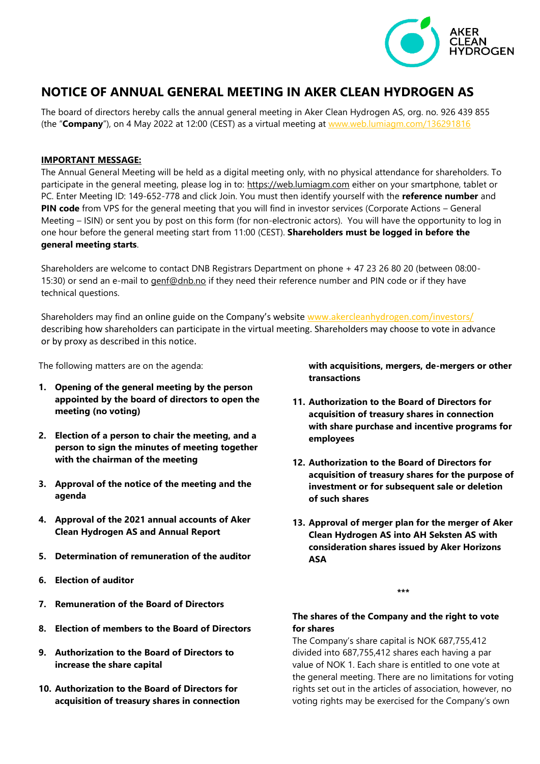# NOTICE OF ANNUAL GENERAL MEETING IN AKER CLEAN HYDROGEN AS

The board of directors hereby calls the annual general meeting in Aker Clean Hydrogen AS, org. no. 926 439 855 (the "**Company**"), on 4 May 2022 at 12:00 (CEST) as a virtual meeting at www.web.lumiagm.com/136291816

**IMPORTANT MESSAGE:**

The Annual General Meeting will be held as a digital meeting only, with no physical attendance for shareholders. To participate in the general meeting, please log in to: https://web.lumiagm.com either on your smartphone, tablet or PC. Enter Meeting ID: 149-652-778 and click Join. You must then identify yourself with the **reference number** and **PIN code** from VPS for the general meeting that you will find in investor services (Corporate Actions – General Meeting – ISIN) or sent you by post on this form (for non-electronic actors). You will have the opportunity to log in one hour before the general meeting start from 11:00 (CEST). **Shareholders must be logged in before the general meeting starts**.

Shareholders are welcome to contact DNB Registrars Department on phone + 47 23 26 80 20 (between 08:00-15:30) or send an e-mail to genf@dnb.no if they need their reference number and PIN code or if they have technical questions.

Shareholders may find an online guide on the Company's website www.akercleanhydrogen.com/investors/ describing how shareholders can participate in the virtual meeting. Shareholders may choose to vote in advance or by proxy as described in this notice.

The following matters are on the agenda:

1. **Opening of the general meeting by the person appointed by the board of directors to open the meeting (no voting)**
2. **Election of a person to chair the meeting, and a person to sign the minutes of meeting together with the chairman of the meeting**
3. **Approval of the notice of the meeting and the agenda**
4. **Approval of the 2021 annual accounts of Aker Clean Hydrogen AS and Annual Report**
5. **Determination of remuneration of the auditor**
6. **Election of auditor**
7. **Remuneration of the Board of Directors**
8. **Election of members to the Board of Directors**
9. **Authorization to the Board of Directors to increase the share capital**
10. **Authorization to the Board of Directors for acquisition of treasury shares in connection with acquisitions, mergers, de-mergers or other transactions**
11. **Authorization to the Board of Directors for acquisition of treasury shares in connection with share purchase and incentive programs for employees**
12. **Authorization to the Board of Directors for acquisition of treasury shares for the purpose of investment or for subsequent sale or deletion of such shares**
13. **Approval of merger plan for the merger of Aker Clean Hydrogen AS into AH Seksten AS with consideration shares issued by Aker Horizons ASA**

\*\*\*

**The shares of the Company and the right to vote for shares**

The Company's share capital is NOK 687,755,412 divided into 687,755,412 shares each having a par value of NOK 1. Each share is entitled to one vote at the general meeting. There are no limitations for voting rights set out in the articles of association, however, no voting rights may be exercised for the Company's own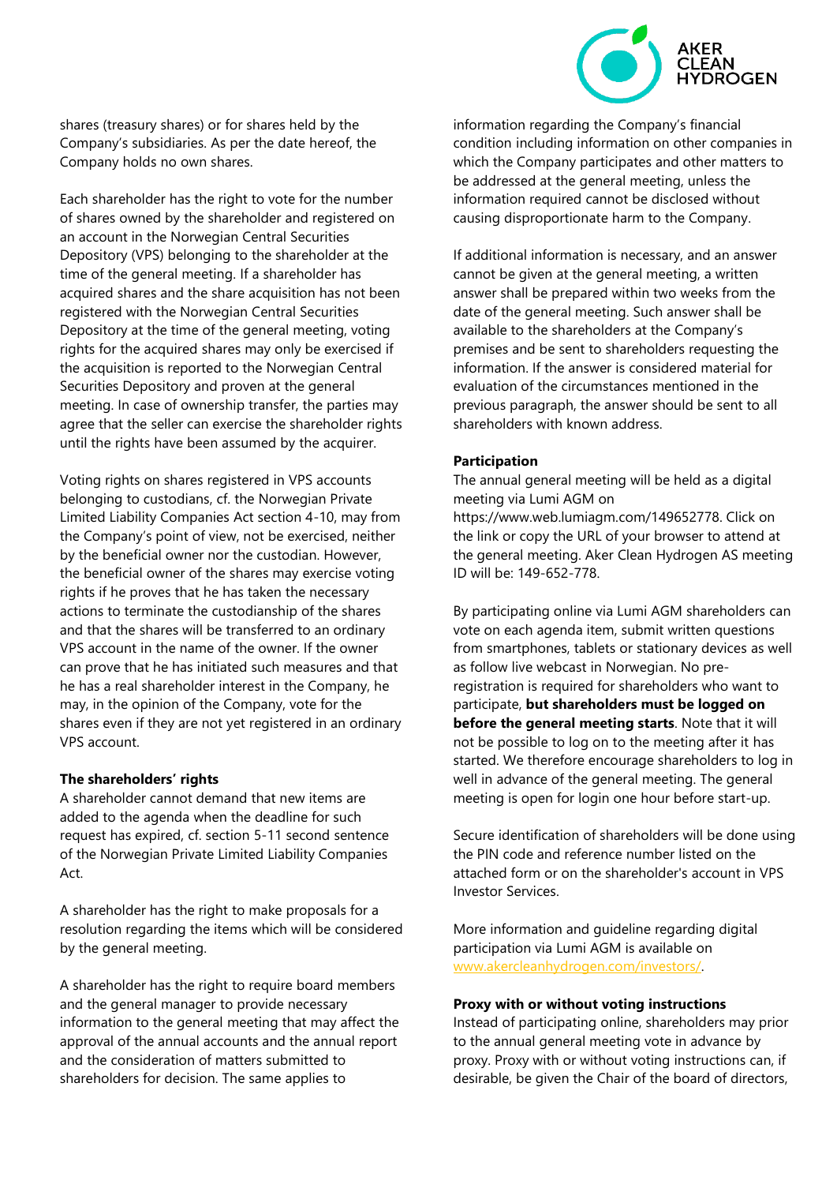shares (treasury shares) or for shares held by the Company's subsidiaries. As per the date hereof, the Company holds no own shares.

Each shareholder has the right to vote for the number of shares owned by the shareholder and registered on an account in the Norwegian Central Securities Depository (VPS) belonging to the shareholder at the time of the general meeting. If a shareholder has acquired shares and the share acquisition has not been registered with the Norwegian Central Securities Depository at the time of the general meeting, voting rights for the acquired shares may only be exercised if the acquisition is reported to the Norwegian Central Securities Depository and proven at the general meeting. In case of ownership transfer, the parties may agree that the seller can exercise the shareholder rights until the rights have been assumed by the acquirer.

Voting rights on shares registered in VPS accounts belonging to custodians, cf. the Norwegian Private Limited Liability Companies Act section 4-10, may from the Company's point of view, not be exercised, neither by the beneficial owner nor the custodian. However, the beneficial owner of the shares may exercise voting rights if he proves that he has taken the necessary actions to terminate the custodianship of the shares and that the shares will be transferred to an ordinary VPS account in the name of the owner. If the owner can prove that he has initiated such measures and that he has a real shareholder interest in the Company, he may, in the opinion of the Company, vote for the shares even if they are not yet registered in an ordinary VPS account.

**The shareholders' rights**
A shareholder cannot demand that new items are added to the agenda when the deadline for such request has expired, cf. section 5-11 second sentence of the Norwegian Private Limited Liability Companies Act.

A shareholder has the right to make proposals for a resolution regarding the items which will be considered by the general meeting.

A shareholder has the right to require board members and the general manager to provide necessary information to the general meeting that may affect the approval of the annual accounts and the annual report and the consideration of matters submitted to shareholders for decision. The same applies to information regarding the Company's financial condition including information on other companies in which the Company participates and other matters to be addressed at the general meeting, unless the information required cannot be disclosed without causing disproportionate harm to the Company.

If additional information is necessary, and an answer cannot be given at the general meeting, a written answer shall be prepared within two weeks from the date of the general meeting. Such answer shall be available to the shareholders at the Company's premises and be sent to shareholders requesting the information. If the answer is considered material for evaluation of the circumstances mentioned in the previous paragraph, the answer should be sent to all shareholders with known address.

**Participation**
The annual general meeting will be held as a digital meeting via Lumi AGM on https://www.web.lumiagm.com/149652778. Click on the link or copy the URL of your browser to attend at the general meeting. Aker Clean Hydrogen AS meeting ID will be: 149-652-778.

By participating online via Lumi AGM shareholders can vote on each agenda item, submit written questions from smartphones, tablets or stationary devices as well as follow live webcast in Norwegian. No pre-registration is required for shareholders who want to participate, **but shareholders must be logged on before the general meeting starts**. Note that it will not be possible to log on to the meeting after it has started. We therefore encourage shareholders to log in well in advance of the general meeting. The general meeting is open for login one hour before start-up.

Secure identification of shareholders will be done using the PIN code and reference number listed on the attached form or on the shareholder's account in VPS Investor Services.

More information and guideline regarding digital participation via Lumi AGM is available on www.akercleanhydrogen.com/investors/.

**Proxy with or without voting instructions**
Instead of participating online, shareholders may prior to the annual general meeting vote in advance by proxy. Proxy with or without voting instructions can, if desirable, be given the Chair of the board of directors,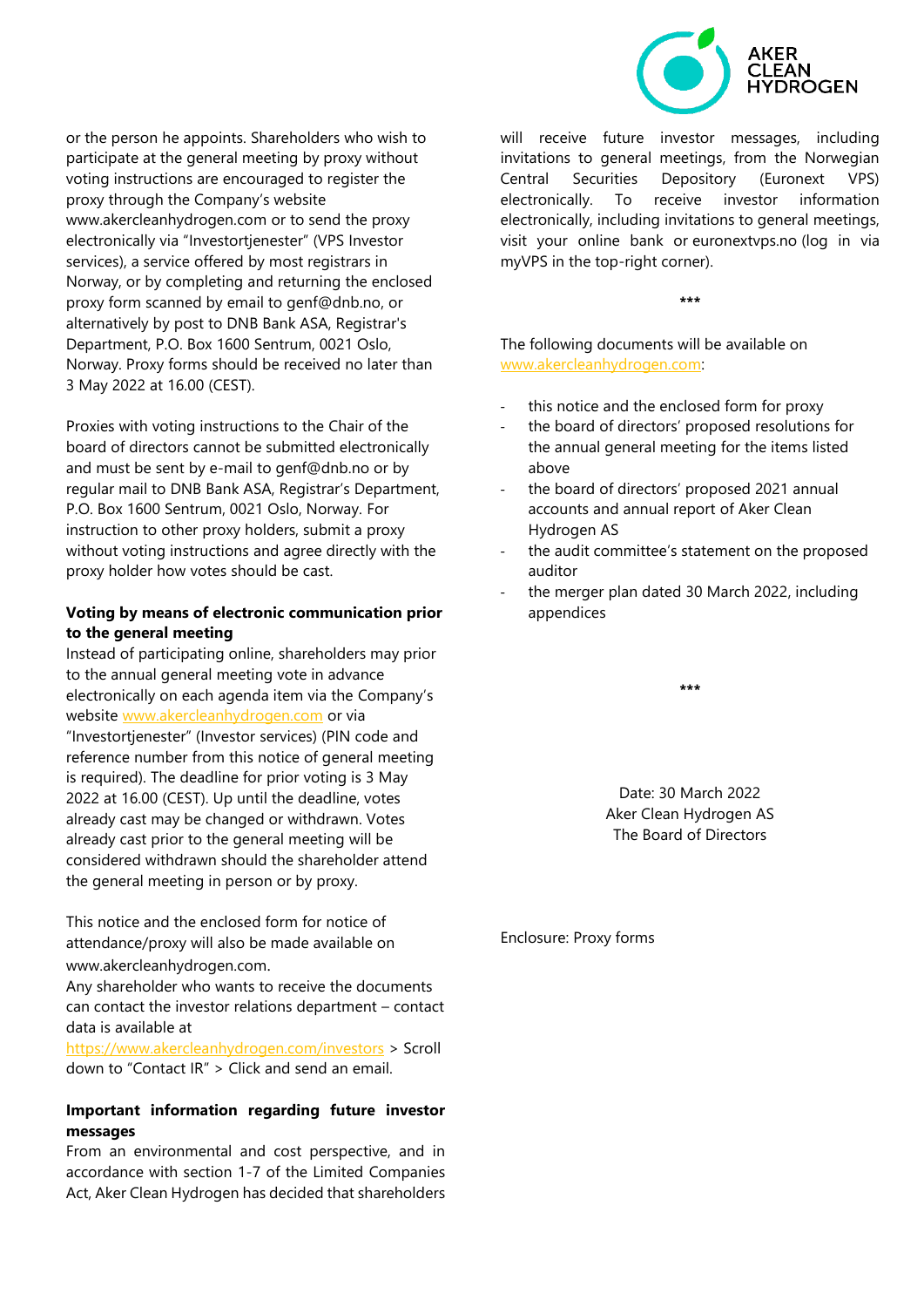or the person he appoints. Shareholders who wish to participate at the general meeting by proxy without voting instructions are encouraged to register the proxy through the Company's website www.akercleanhydrogen.com or to send the proxy electronically via "Investortjenester" (VPS Investor services), a service offered by most registrars in Norway, or by completing and returning the enclosed proxy form scanned by email to genf@dnb.no, or alternatively by post to DNB Bank ASA, Registrar's Department, P.O. Box 1600 Sentrum, 0021 Oslo, Norway. Proxy forms should be received no later than 3 May 2022 at 16.00 (CEST).

Proxies with voting instructions to the Chair of the board of directors cannot be submitted electronically and must be sent by e-mail to genf@dnb.no or by regular mail to DNB Bank ASA, Registrar's Department, P.O. Box 1600 Sentrum, 0021 Oslo, Norway. For instruction to other proxy holders, submit a proxy without voting instructions and agree directly with the proxy holder how votes should be cast.

**Voting by means of electronic communication prior to the general meeting**

Instead of participating online, shareholders may prior to the annual general meeting vote in advance electronically on each agenda item via the Company's website www.akercleanhydrogen.com or via "Investortjenester" (Investor services) (PIN code and reference number from this notice of general meeting is required). The deadline for prior voting is 3 May 2022 at 16.00 (CEST). Up until the deadline, votes already cast may be changed or withdrawn. Votes already cast prior to the general meeting will be considered withdrawn should the shareholder attend the general meeting in person or by proxy.

This notice and the enclosed form for notice of attendance/proxy will also be made available on www.akercleanhydrogen.com.
Any shareholder who wants to receive the documents can contact the investor relations department – contact data is available at https://www.akercleanhydrogen.com/investors > Scroll down to "Contact IR" > Click and send an email.

**Important information regarding future investor messages**

From an environmental and cost perspective, and in accordance with section 1-7 of the Limited Companies Act, Aker Clean Hydrogen has decided that shareholders will receive future investor messages, including invitations to general meetings, from the Norwegian Central Securities Depository (Euronext VPS) electronically. To receive investor information electronically, including invitations to general meetings, visit your online bank or euronextvps.no (log in via myVPS in the top-right corner).

***

The following documents will be available on www.akercleanhydrogen.com:

- this notice and the enclosed form for proxy
- the board of directors' proposed resolutions for the annual general meeting for the items listed above
- the board of directors' proposed 2021 annual accounts and annual report of Aker Clean Hydrogen AS
- the audit committee's statement on the proposed auditor
- the merger plan dated 30 March 2022, including appendices

***

Date: 30 March 2022
Aker Clean Hydrogen AS
The Board of Directors

Enclosure: Proxy forms